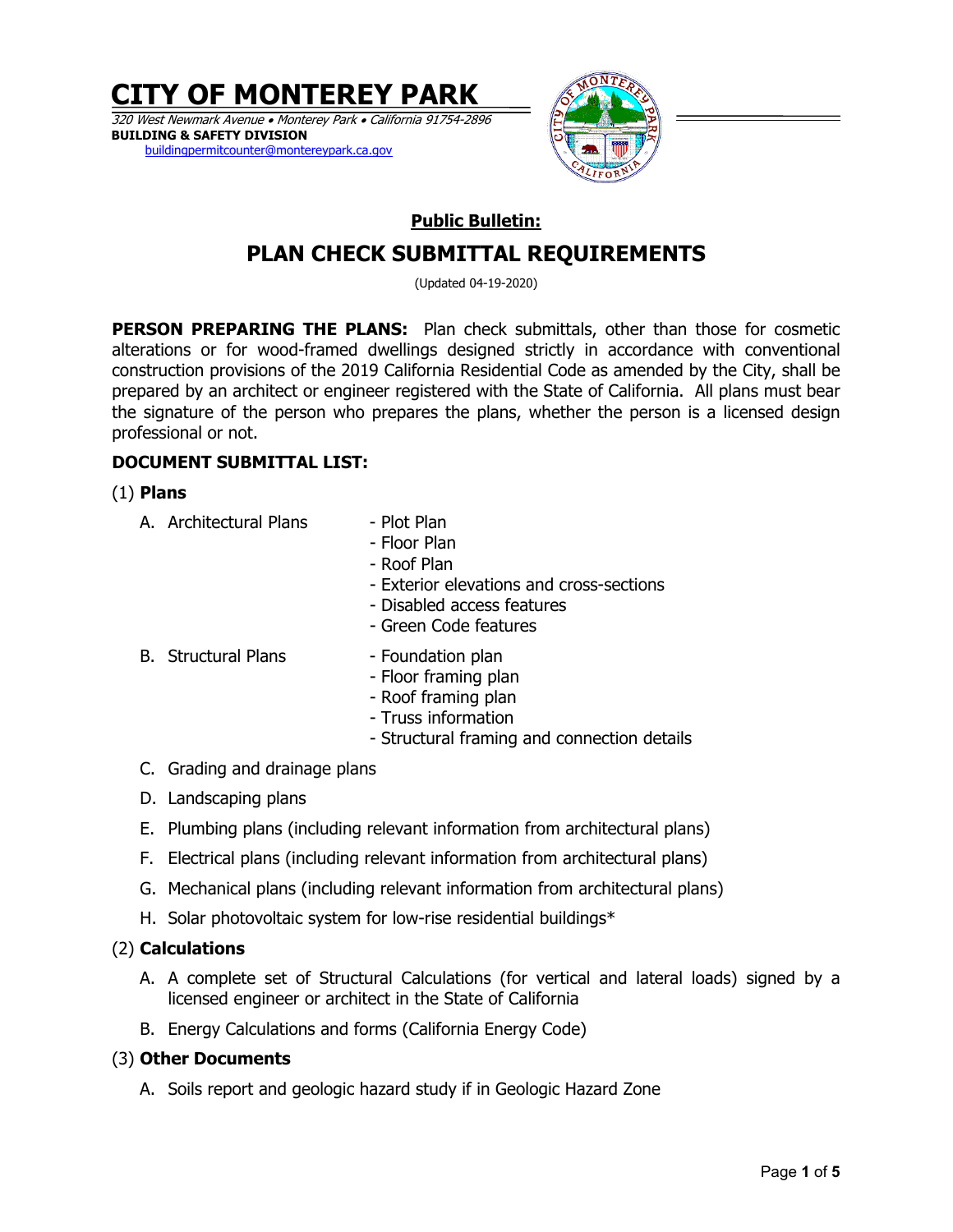# CITY OF MONTEREY PARK

*320 West Newmark Avenue • Monterey Park • California 91754-2896*
**BUILDING & SAFETY DIVISION**
buildingpermitcounter@montereypark.ca.gov

**Public Bulletin:**

## PLAN CHECK SUBMITTAL REQUIREMENTS

(Updated 04-19-2020)

**PERSON PREPARING THE PLANS:** Plan check submittals, other than those for cosmetic alterations or for wood-framed dwellings designed strictly in accordance with conventional construction provisions of the 2019 California Residential Code as amended by the City, shall be prepared by an architect or engineer registered with the State of California. All plans must bear the signature of the person who prepares the plans, whether the person is a licensed design professional or not.

**DOCUMENT SUBMITTAL LIST:**

(1) **Plans**

A. Architectural Plans
- Plot Plan
- Floor Plan
- Roof Plan
- Exterior elevations and cross-sections
- Disabled access features
- Green Code features

B. Structural Plans
- Foundation plan
- Floor framing plan
- Roof framing plan
- Truss information
- Structural framing and connection details

C. Grading and drainage plans

D. Landscaping plans

E. Plumbing plans (including relevant information from architectural plans)

F. Electrical plans (including relevant information from architectural plans)

G. Mechanical plans (including relevant information from architectural plans)

H. Solar photovoltaic system for low-rise residential buildings*

(2) **Calculations**

A. A complete set of Structural Calculations (for vertical and lateral loads) signed by a licensed engineer or architect in the State of California

B. Energy Calculations and forms (California Energy Code)

(3) **Other Documents**

A. Soils report and geologic hazard study if in Geologic Hazard Zone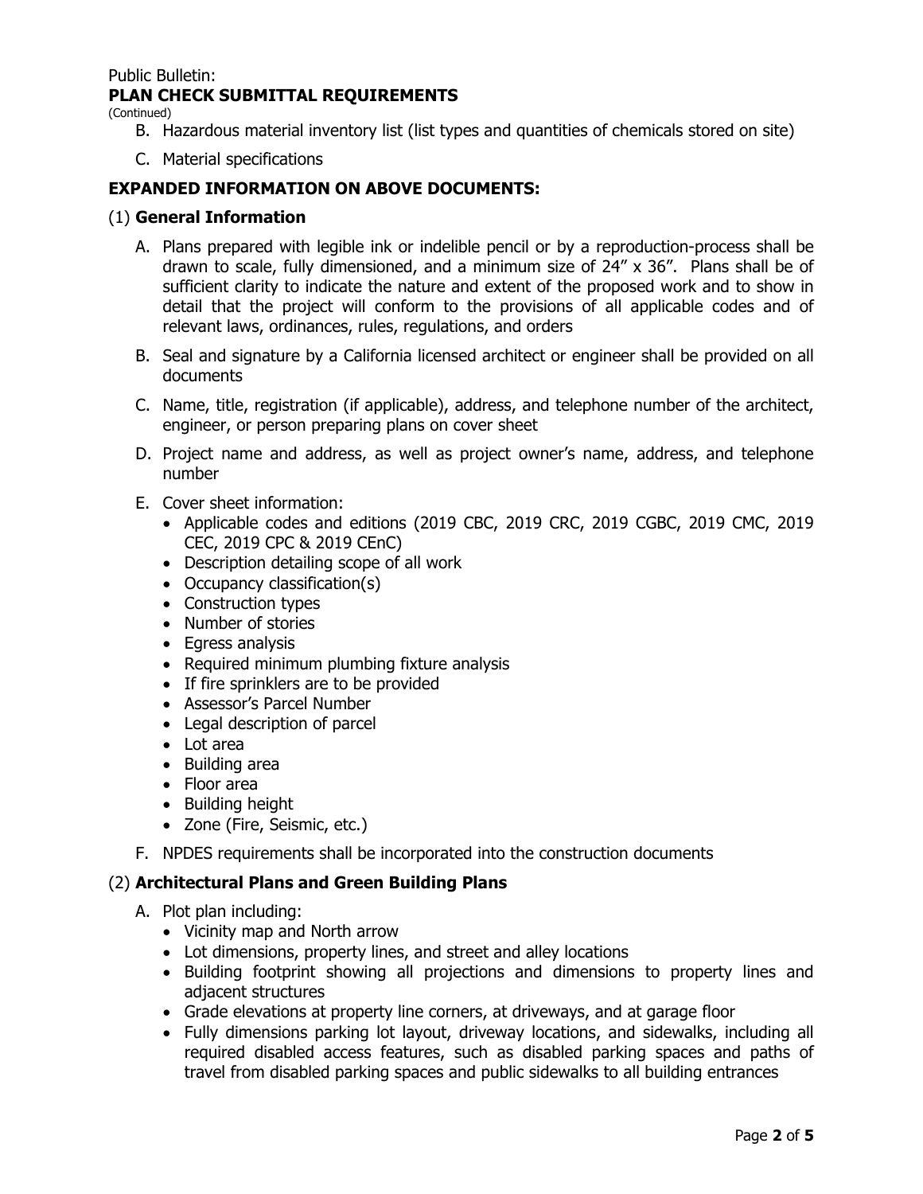Public Bulletin:
**PLAN CHECK SUBMITTAL REQUIREMENTS**
(Continued)

B. Hazardous material inventory list (list types and quantities of chemicals stored on site)

C. Material specifications

## EXPANDED INFORMATION ON ABOVE DOCUMENTS:

### (1) **General Information**

A. Plans prepared with legible ink or indelible pencil or by a reproduction-process shall be drawn to scale, fully dimensioned, and a minimum size of 24” x 36”. Plans shall be of sufficient clarity to indicate the nature and extent of the proposed work and to show in detail that the project will conform to the provisions of all applicable codes and of relevant laws, ordinances, rules, regulations, and orders

B. Seal and signature by a California licensed architect or engineer shall be provided on all documents

C. Name, title, registration (if applicable), address, and telephone number of the architect, engineer, or person preparing plans on cover sheet

D. Project name and address, as well as project owner’s name, address, and telephone number

E. Cover sheet information:
- Applicable codes and editions (2019 CBC, 2019 CRC, 2019 CGBC, 2019 CMC, 2019 CEC, 2019 CPC & 2019 CEnC)
- Description detailing scope of all work
- Occupancy classification(s)
- Construction types
- Number of stories
- Egress analysis
- Required minimum plumbing fixture analysis
- If fire sprinklers are to be provided
- Assessor’s Parcel Number
- Legal description of parcel
- Lot area
- Building area
- Floor area
- Building height
- Zone (Fire, Seismic, etc.)

F. NPDES requirements shall be incorporated into the construction documents

### (2) **Architectural Plans and Green Building Plans**

A. Plot plan including:
- Vicinity map and North arrow
- Lot dimensions, property lines, and street and alley locations
- Building footprint showing all projections and dimensions to property lines and adjacent structures
- Grade elevations at property line corners, at driveways, and at garage floor
- Fully dimensions parking lot layout, driveway locations, and sidewalks, including all required disabled access features, such as disabled parking spaces and paths of travel from disabled parking spaces and public sidewalks to all building entrances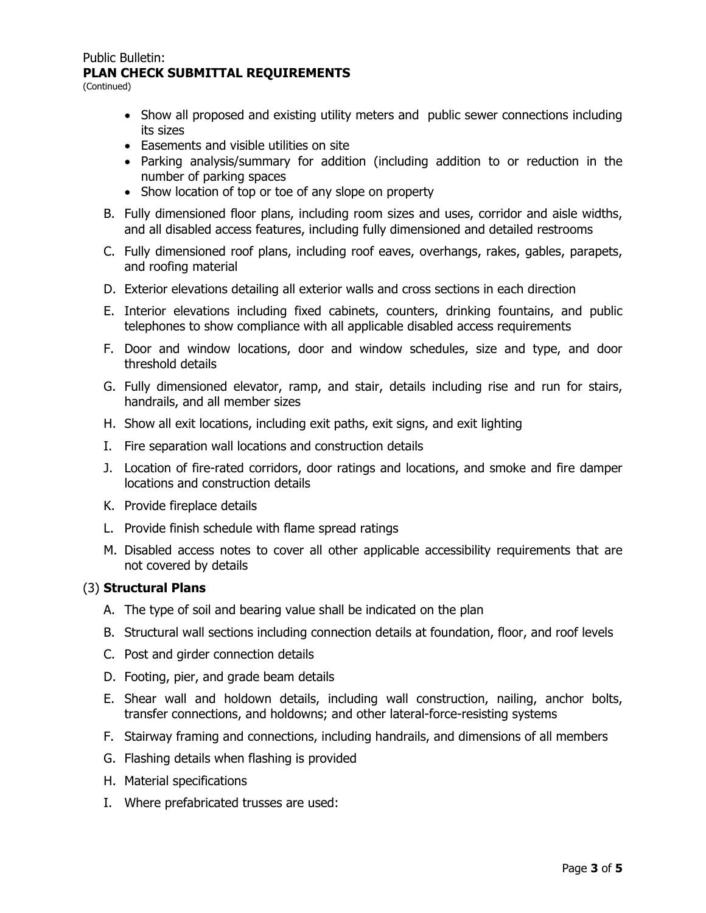- Show all proposed and existing utility meters and public sewer connections including its sizes
- Easements and visible utilities on site
- Parking analysis/summary for addition (including addition to or reduction in the number of parking spaces
- Show location of top or toe of any slope on property

B. Fully dimensioned floor plans, including room sizes and uses, corridor and aisle widths, and all disabled access features, including fully dimensioned and detailed restrooms

C. Fully dimensioned roof plans, including roof eaves, overhangs, rakes, gables, parapets, and roofing material

D. Exterior elevations detailing all exterior walls and cross sections in each direction

E. Interior elevations including fixed cabinets, counters, drinking fountains, and public telephones to show compliance with all applicable disabled access requirements

F. Door and window locations, door and window schedules, size and type, and door threshold details

G. Fully dimensioned elevator, ramp, and stair, details including rise and run for stairs, handrails, and all member sizes

H. Show all exit locations, including exit paths, exit signs, and exit lighting

I. Fire separation wall locations and construction details

J. Location of fire-rated corridors, door ratings and locations, and smoke and fire damper locations and construction details

K. Provide fireplace details

L. Provide finish schedule with flame spread ratings

M. Disabled access notes to cover all other applicable accessibility requirements that are not covered by details

### (3) **Structural Plans**

A. The type of soil and bearing value shall be indicated on the plan

B. Structural wall sections including connection details at foundation, floor, and roof levels

C. Post and girder connection details

D. Footing, pier, and grade beam details

E. Shear wall and holdown details, including wall construction, nailing, anchor bolts, transfer connections, and holdowns; and other lateral-force-resisting systems

F. Stairway framing and connections, including handrails, and dimensions of all members

G. Flashing details when flashing is provided

H. Material specifications

I. Where prefabricated trusses are used: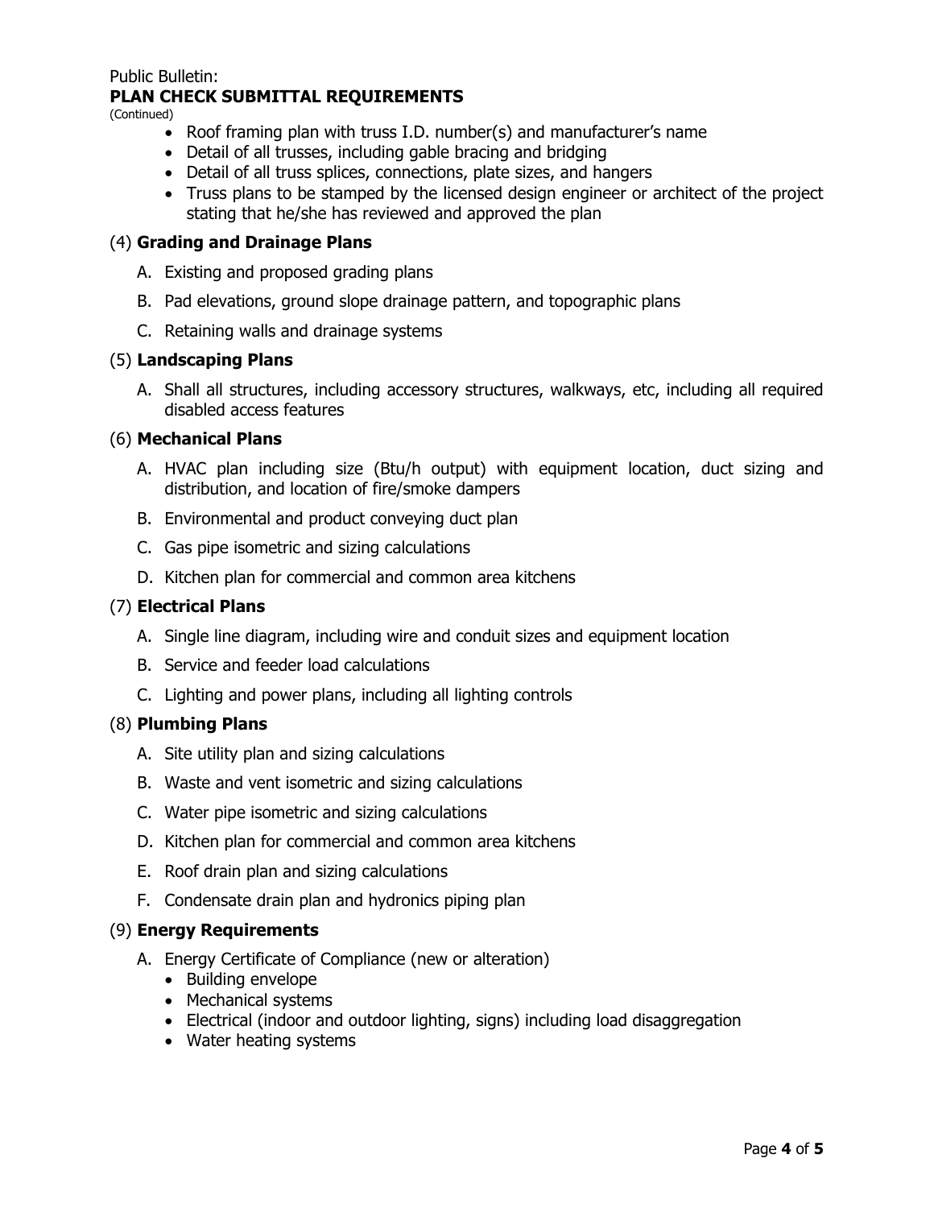Public Bulletin:
**PLAN CHECK SUBMITTAL REQUIREMENTS**
(Continued)

- Roof framing plan with truss I.D. number(s) and manufacturer's name
- Detail of all trusses, including gable bracing and bridging
- Detail of all truss splices, connections, plate sizes, and hangers
- Truss plans to be stamped by the licensed design engineer or architect of the project stating that he/she has reviewed and approved the plan

(4) **Grading and Drainage Plans**

A. Existing and proposed grading plans

B. Pad elevations, ground slope drainage pattern, and topographic plans

C. Retaining walls and drainage systems

(5) **Landscaping Plans**

A. Shall all structures, including accessory structures, walkways, etc, including all required disabled access features

(6) **Mechanical Plans**

A. HVAC plan including size (Btu/h output) with equipment location, duct sizing and distribution, and location of fire/smoke dampers

B. Environmental and product conveying duct plan

C. Gas pipe isometric and sizing calculations

D. Kitchen plan for commercial and common area kitchens

(7) **Electrical Plans**

A. Single line diagram, including wire and conduit sizes and equipment location

B. Service and feeder load calculations

C. Lighting and power plans, including all lighting controls

(8) **Plumbing Plans**

A. Site utility plan and sizing calculations

B. Waste and vent isometric and sizing calculations

C. Water pipe isometric and sizing calculations

D. Kitchen plan for commercial and common area kitchens

E. Roof drain plan and sizing calculations

F. Condensate drain plan and hydronics piping plan

(9) **Energy Requirements**

A. Energy Certificate of Compliance (new or alteration)
- Building envelope
- Mechanical systems
- Electrical (indoor and outdoor lighting, signs) including load disaggregation
- Water heating systems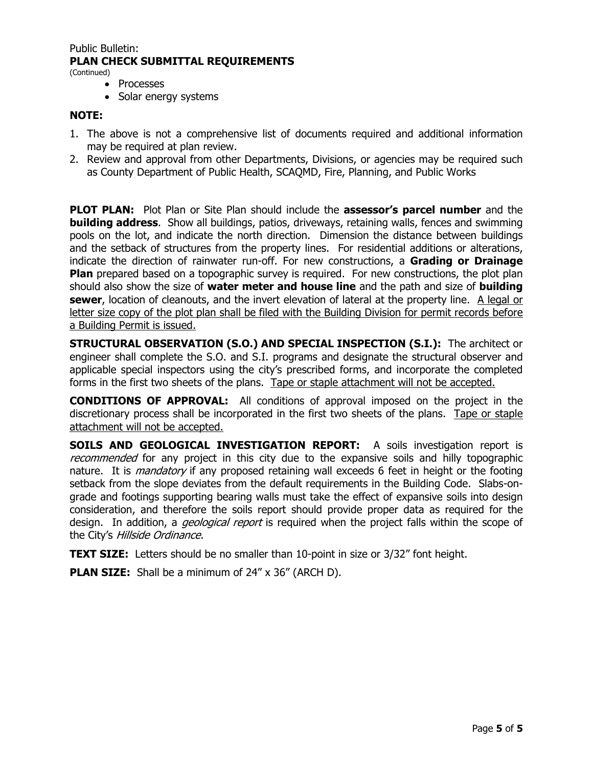Public Bulletin:
**PLAN CHECK SUBMITTAL REQUIREMENTS**
(Continued)

- Processes
- Solar energy systems

**NOTE:**

1. The above is not a comprehensive list of documents required and additional information may be required at plan review.
2. Review and approval from other Departments, Divisions, or agencies may be required such as County Department of Public Health, SCAQMD, Fire, Planning, and Public Works

**PLOT PLAN:** Plot Plan or Site Plan should include the **assessor's parcel number** and the **building address**. Show all buildings, patios, driveways, retaining walls, fences and swimming pools on the lot, and indicate the north direction. Dimension the distance between buildings and the setback of structures from the property lines. For residential additions or alterations, indicate the direction of rainwater run-off. For new constructions, a **Grading or Drainage Plan** prepared based on a topographic survey is required. For new constructions, the plot plan should also show the size of **water meter and house line** and the path and size of **building sewer**, location of cleanouts, and the invert elevation of lateral at the property line. <u>A legal or letter size copy of the plot plan shall be filed with the Building Division for permit records before a Building Permit is issued.</u>

**STRUCTURAL OBSERVATION (S.O.) AND SPECIAL INSPECTION (S.I.):** The architect or engineer shall complete the S.O. and S.I. programs and designate the structural observer and applicable special inspectors using the city's prescribed forms, and incorporate the completed forms in the first two sheets of the plans. <u>Tape or staple attachment will not be accepted.</u>

**CONDITIONS OF APPROVAL:** All conditions of approval imposed on the project in the discretionary process shall be incorporated in the first two sheets of the plans. <u>Tape or staple attachment will not be accepted.</u>

**SOILS AND GEOLOGICAL INVESTIGATION REPORT:** A soils investigation report is *recommended* for any project in this city due to the expansive soils and hilly topographic nature. It is *mandatory* if any proposed retaining wall exceeds 6 feet in height or the footing setback from the slope deviates from the default requirements in the Building Code. Slabs-on-grade and footings supporting bearing walls must take the effect of expansive soils into design consideration, and therefore the soils report should provide proper data as required for the design. In addition, a *geological report* is required when the project falls within the scope of the City's *Hillside Ordinance.*

**TEXT SIZE:** Letters should be no smaller than 10-point in size or 3/32" font height.

**PLAN SIZE:** Shall be a minimum of 24" x 36" (ARCH D).